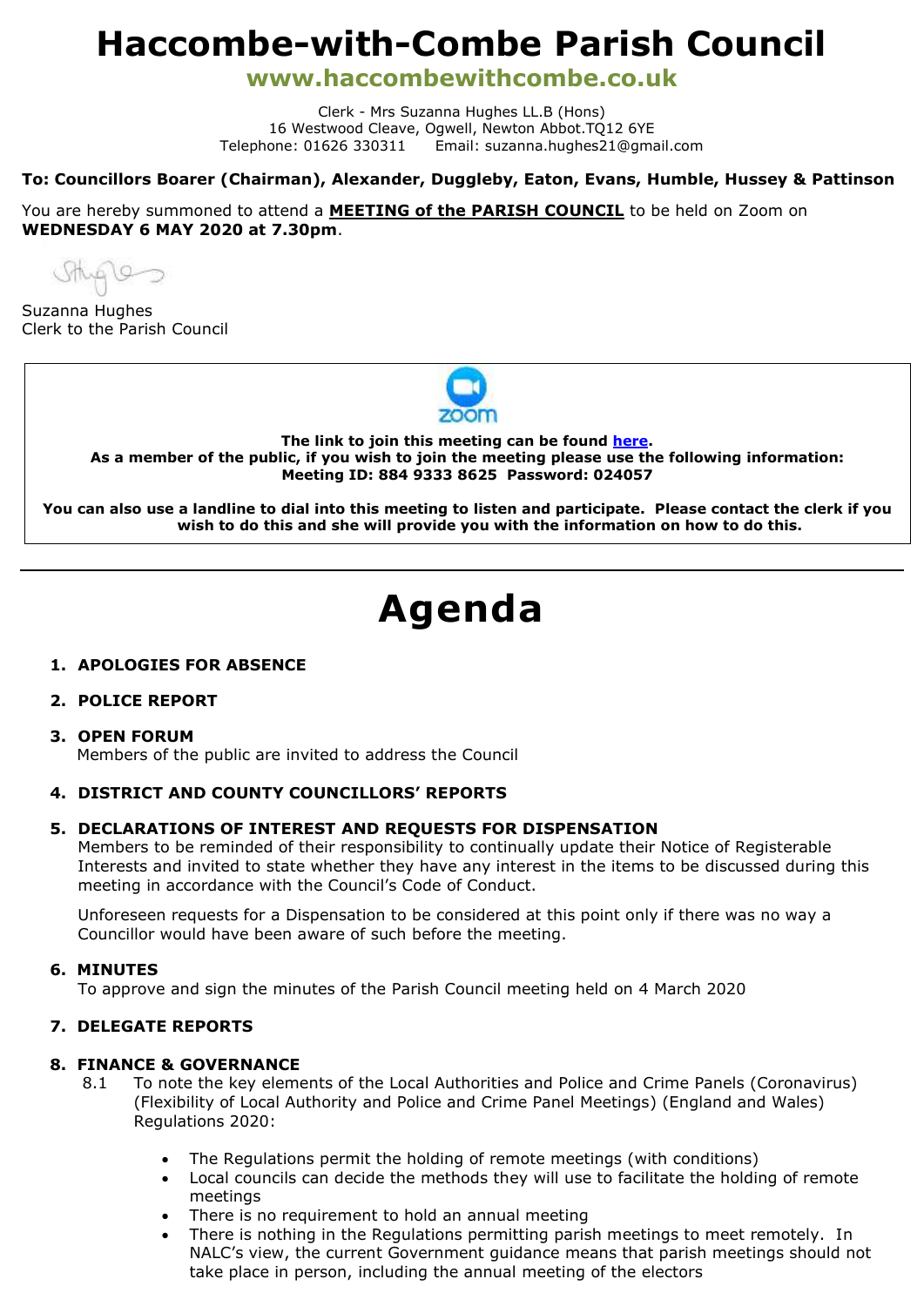# Haccombe-with-Combe Parish Council

**www.haccombewithcombe.co.uk**

Clerk - Mrs Suzanna Hughes LL.B (Hons)
16 Westwood Cleave, Ogwell, Newton Abbot.TQ12 6YE
Telephone: 01626 330311 Email: suzanna.hughes21@gmail.com

**To: Councillors Boarer (Chairman), Alexander, Duggleby, Eaton, Evans, Humble, Hussey & Pattinson**

You are hereby summoned to attend a **MEETING of the PARISH COUNCIL** to be held on Zoom on **WEDNESDAY 6 MAY 2020 at 7.30pm**.

Suzanna Hughes
Clerk to the Parish Council

**The link to join this meeting can be found here.**
**As a member of the public, if you wish to join the meeting please use the following information:**
**Meeting ID: 884 9333 8625 Password: 024057**

**You can also use a landline to dial into this meeting to listen and participate. Please contact the clerk if you wish to do this and she will provide you with the information on how to do this.**

---

# Agenda

1. **APOLOGIES FOR ABSENCE**

2. **POLICE REPORT**

3. **OPEN FORUM**
   Members of the public are invited to address the Council

4. **DISTRICT AND COUNTY COUNCILLORS' REPORTS**

5. **DECLARATIONS OF INTEREST AND REQUESTS FOR DISPENSATION**
   Members to be reminded of their responsibility to continually update their Notice of Registerable Interests and invited to state whether they have any interest in the items to be discussed during this meeting in accordance with the Council's Code of Conduct.

   Unforeseen requests for a Dispensation to be considered at this point only if there was no way a Councillor would have been aware of such before the meeting.

6. **MINUTES**
   To approve and sign the minutes of the Parish Council meeting held on 4 March 2020

7. **DELEGATE REPORTS**

8. **FINANCE & GOVERNANCE**
   8.1 To note the key elements of the Local Authorities and Police and Crime Panels (Coronavirus) (Flexibility of Local Authority and Police and Crime Panel Meetings) (England and Wales) Regulations 2020:

   - The Regulations permit the holding of remote meetings (with conditions)
   - Local councils can decide the methods they will use to facilitate the holding of remote meetings
   - There is no requirement to hold an annual meeting
   - There is nothing in the Regulations permitting parish meetings to meet remotely. In NALC's view, the current Government guidance means that parish meetings should not take place in person, including the annual meeting of the electors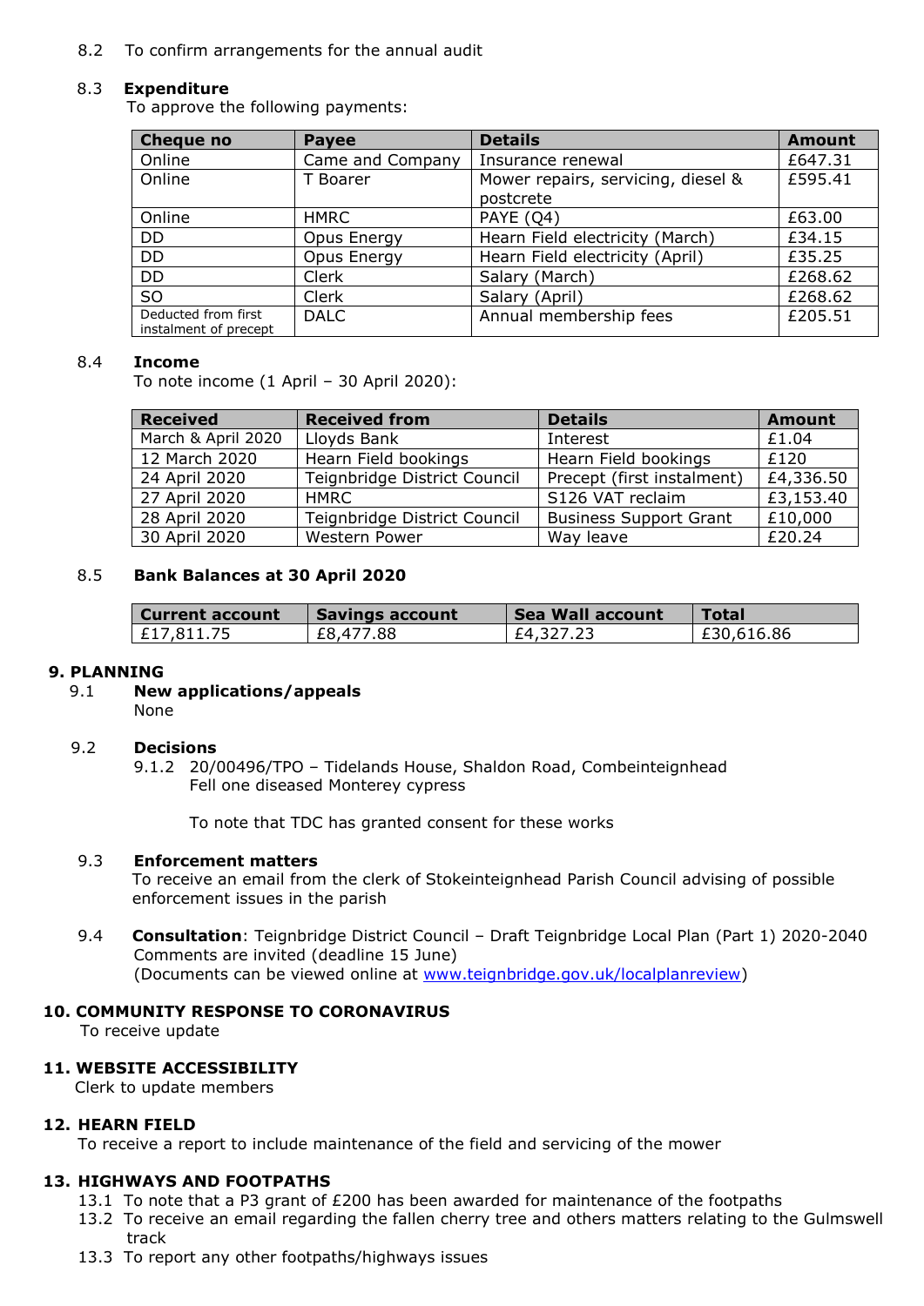8.2 To confirm arrangements for the annual audit

8.3 **Expenditure**

To approve the following payments:

| Cheque no | Payee | Details | Amount |
|---|---|---|---|
| Online | Came and Company | Insurance renewal | £647.31 |
| Online | T Boarer | Mower repairs, servicing, diesel & postcrete | £595.41 |
| Online | HMRC | PAYE (Q4) | £63.00 |
| DD | Opus Energy | Hearn Field electricity (March) | £34.15 |
| DD | Opus Energy | Hearn Field electricity (April) | £35.25 |
| DD | Clerk | Salary (March) | £268.62 |
| SO | Clerk | Salary (April) | £268.62 |
| Deducted from first instalment of precept | DALC | Annual membership fees | £205.51 |

8.4 **Income**

To note income (1 April – 30 April 2020):

| Received | Received from | Details | Amount |
|---|---|---|---|
| March & April 2020 | Lloyds Bank | Interest | £1.04 |
| 12 March 2020 | Hearn Field bookings | Hearn Field bookings | £120 |
| 24 April 2020 | Teignbridge District Council | Precept (first instalment) | £4,336.50 |
| 27 April 2020 | HMRC | S126 VAT reclaim | £3,153.40 |
| 28 April 2020 | Teignbridge District Council | Business Support Grant | £10,000 |
| 30 April 2020 | Western Power | Way leave | £20.24 |

8.5 **Bank Balances at 30 April 2020**

| Current account | Savings account | Sea Wall account | Total |
|---|---|---|---|
| £17,811.75 | £8,477.88 | £4,327.23 | £30,616.86 |

## 9. PLANNING

9.1 **New applications/appeals**

None

9.2 **Decisions**

9.1.2 20/00496/TPO – Tidelands House, Shaldon Road, Combeinteignhead
Fell one diseased Monterey cypress

To note that TDC has granted consent for these works

9.3 **Enforcement matters**

To receive an email from the clerk of Stokeinteignhead Parish Council advising of possible enforcement issues in the parish

9.4 **Consultation**: Teignbridge District Council – Draft Teignbridge Local Plan (Part 1) 2020-2040
Comments are invited (deadline 15 June)
(Documents can be viewed online at www.teignbridge.gov.uk/localplanreview)

## 10. COMMUNITY RESPONSE TO CORONAVIRUS

To receive update

## 11. WEBSITE ACCESSIBILITY

Clerk to update members

## 12. HEARN FIELD

To receive a report to include maintenance of the field and servicing of the mower

## 13. HIGHWAYS AND FOOTPATHS

13.1 To note that a P3 grant of £200 has been awarded for maintenance of the footpaths

13.2 To receive an email regarding the fallen cherry tree and others matters relating to the Gulmswell track

13.3 To report any other footpaths/highways issues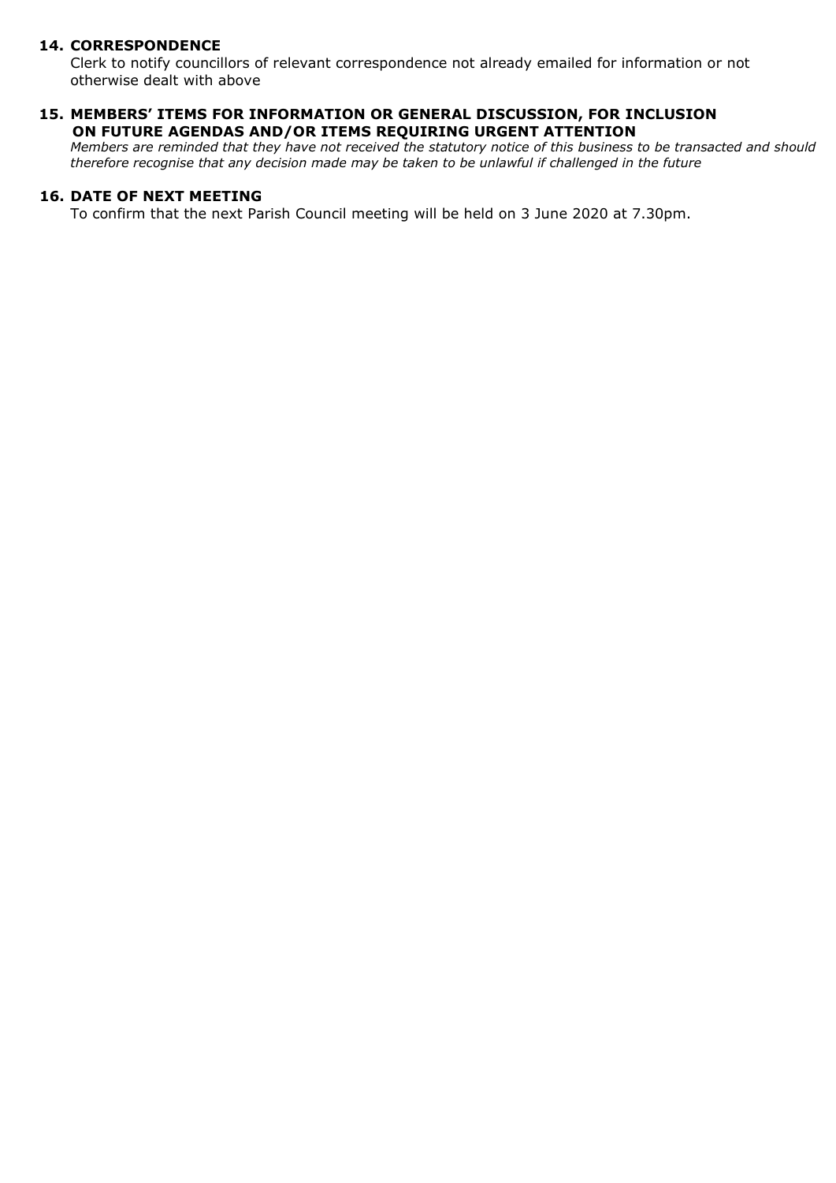## 14. CORRESPONDENCE

Clerk to notify councillors of relevant correspondence not already emailed for information or not otherwise dealt with above

## 15. MEMBERS' ITEMS FOR INFORMATION OR GENERAL DISCUSSION, FOR INCLUSION ON FUTURE AGENDAS AND/OR ITEMS REQUIRING URGENT ATTENTION

*Members are reminded that they have not received the statutory notice of this business to be transacted and should therefore recognise that any decision made may be taken to be unlawful if challenged in the future*

## 16. DATE OF NEXT MEETING

To confirm that the next Parish Council meeting will be held on 3 June 2020 at 7.30pm.